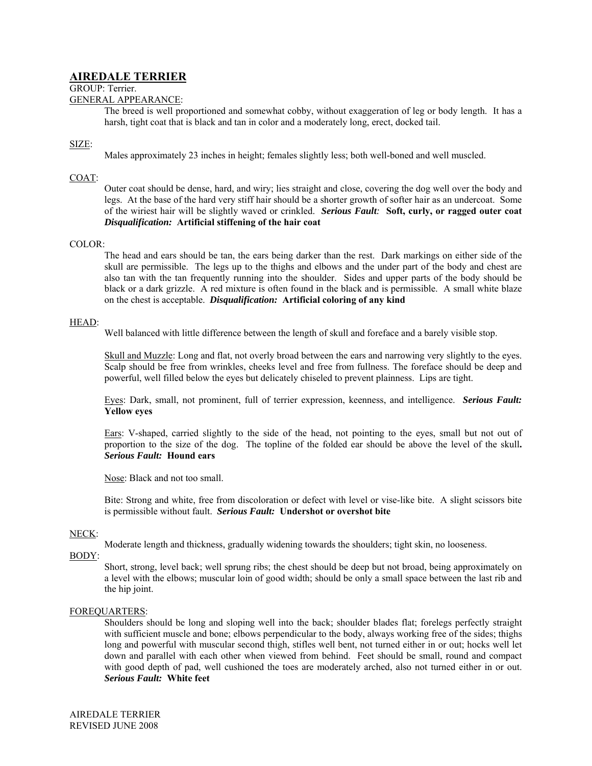# AIREDALE TERRIER

GROUP: Terrier.

GENERAL APPEARANCE:

The breed is well proportioned and somewhat cobby, without exaggeration of leg or body length. It has a harsh, tight coat that is black and tan in color and a moderately long, erect, docked tail.

SIZE:

Males approximately 23 inches in height; females slightly less; both well-boned and well muscled.

COAT:

Outer coat should be dense, hard, and wiry; lies straight and close, covering the dog well over the body and legs. At the base of the hard very stiff hair should be a shorter growth of softer hair as an undercoat. Some of the wiriest hair will be slightly waved or crinkled. ***Serious Fault:*** **Soft, curly, or ragged outer coat** ***Disqualification:*** **Artificial stiffening of the hair coat**

COLOR:

The head and ears should be tan, the ears being darker than the rest. Dark markings on either side of the skull are permissible. The legs up to the thighs and elbows and the under part of the body and chest are also tan with the tan frequently running into the shoulder. Sides and upper parts of the body should be black or a dark grizzle. A red mixture is often found in the black and is permissible. A small white blaze on the chest is acceptable. ***Disqualification:*** **Artificial coloring of any kind**

HEAD:

Well balanced with little difference between the length of skull and foreface and a barely visible stop.

Skull and Muzzle: Long and flat, not overly broad between the ears and narrowing very slightly to the eyes. Scalp should be free from wrinkles, cheeks level and free from fullness. The foreface should be deep and powerful, well filled below the eyes but delicately chiseled to prevent plainness. Lips are tight.

Eyes: Dark, small, not prominent, full of terrier expression, keenness, and intelligence. ***Serious Fault:*** **Yellow eyes**

Ears: V-shaped, carried slightly to the side of the head, not pointing to the eyes, small but not out of proportion to the size of the dog. The topline of the folded ear should be above the level of the skull**.** ***Serious Fault:*** **Hound ears**

Nose: Black and not too small.

Bite: Strong and white, free from discoloration or defect with level or vise-like bite. A slight scissors bite is permissible without fault. ***Serious Fault:*** **Undershot or overshot bite**

NECK:

Moderate length and thickness, gradually widening towards the shoulders; tight skin, no looseness.

BODY:

Short, strong, level back; well sprung ribs; the chest should be deep but not broad, being approximately on a level with the elbows; muscular loin of good width; should be only a small space between the last rib and the hip joint.

FOREQUARTERS:

Shoulders should be long and sloping well into the back; shoulder blades flat; forelegs perfectly straight with sufficient muscle and bone; elbows perpendicular to the body, always working free of the sides; thighs long and powerful with muscular second thigh, stifles well bent, not turned either in or out; hocks well let down and parallel with each other when viewed from behind. Feet should be small, round and compact with good depth of pad, well cushioned the toes are moderately arched, also not turned either in or out. ***Serious Fault:*** **White feet**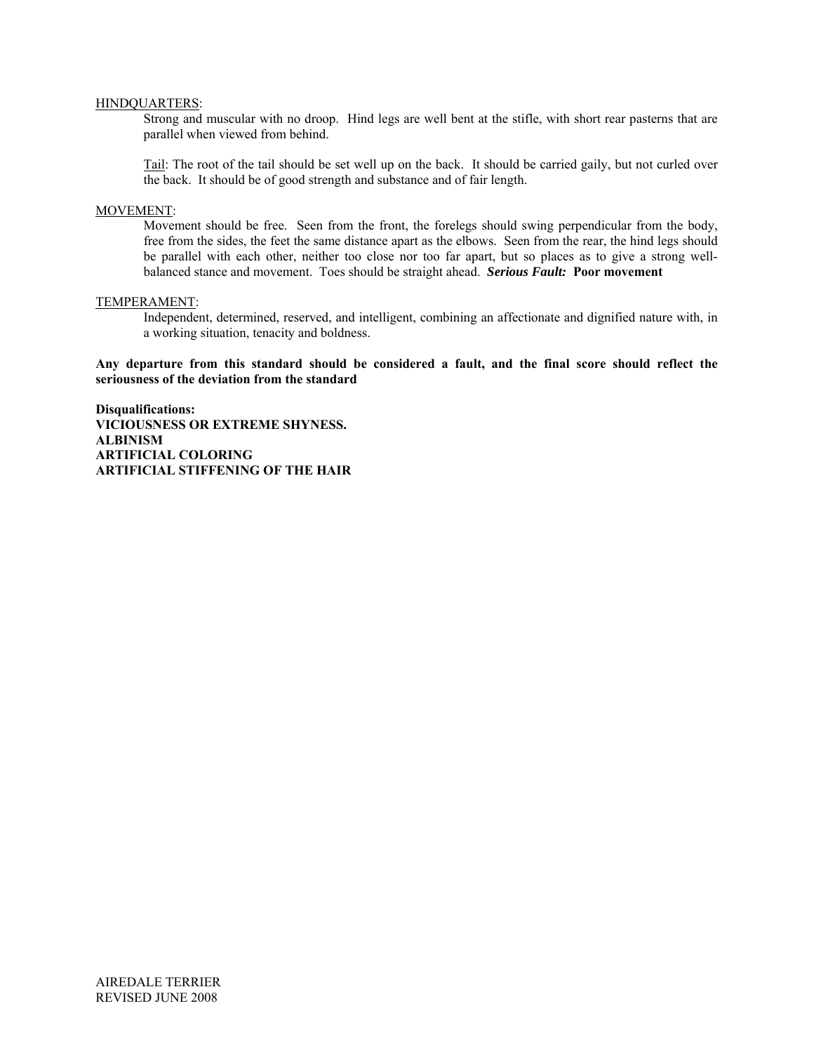HINDQUARTERS:

Strong and muscular with no droop. Hind legs are well bent at the stifle, with short rear pasterns that are parallel when viewed from behind.

Tail: The root of the tail should be set well up on the back. It should be carried gaily, but not curled over the back. It should be of good strength and substance and of fair length.

MOVEMENT:

Movement should be free. Seen from the front, the forelegs should swing perpendicular from the body, free from the sides, the feet the same distance apart as the elbows. Seen from the rear, the hind legs should be parallel with each other, neither too close nor too far apart, but so places as to give a strong well-balanced stance and movement. Toes should be straight ahead. ***Serious Fault:*** **Poor movement**

TEMPERAMENT:

Independent, determined, reserved, and intelligent, combining an affectionate and dignified nature with, in a working situation, tenacity and boldness.

**Any departure from this standard should be considered a fault, and the final score should reflect the seriousness of the deviation from the standard**

**Disqualifications:**
**VICIOUSNESS OR EXTREME SHYNESS.**
**ALBINISM**
**ARTIFICIAL COLORING**
**ARTIFICIAL STIFFENING OF THE HAIR**

AIREDALE TERRIER
REVISED JUNE 2008